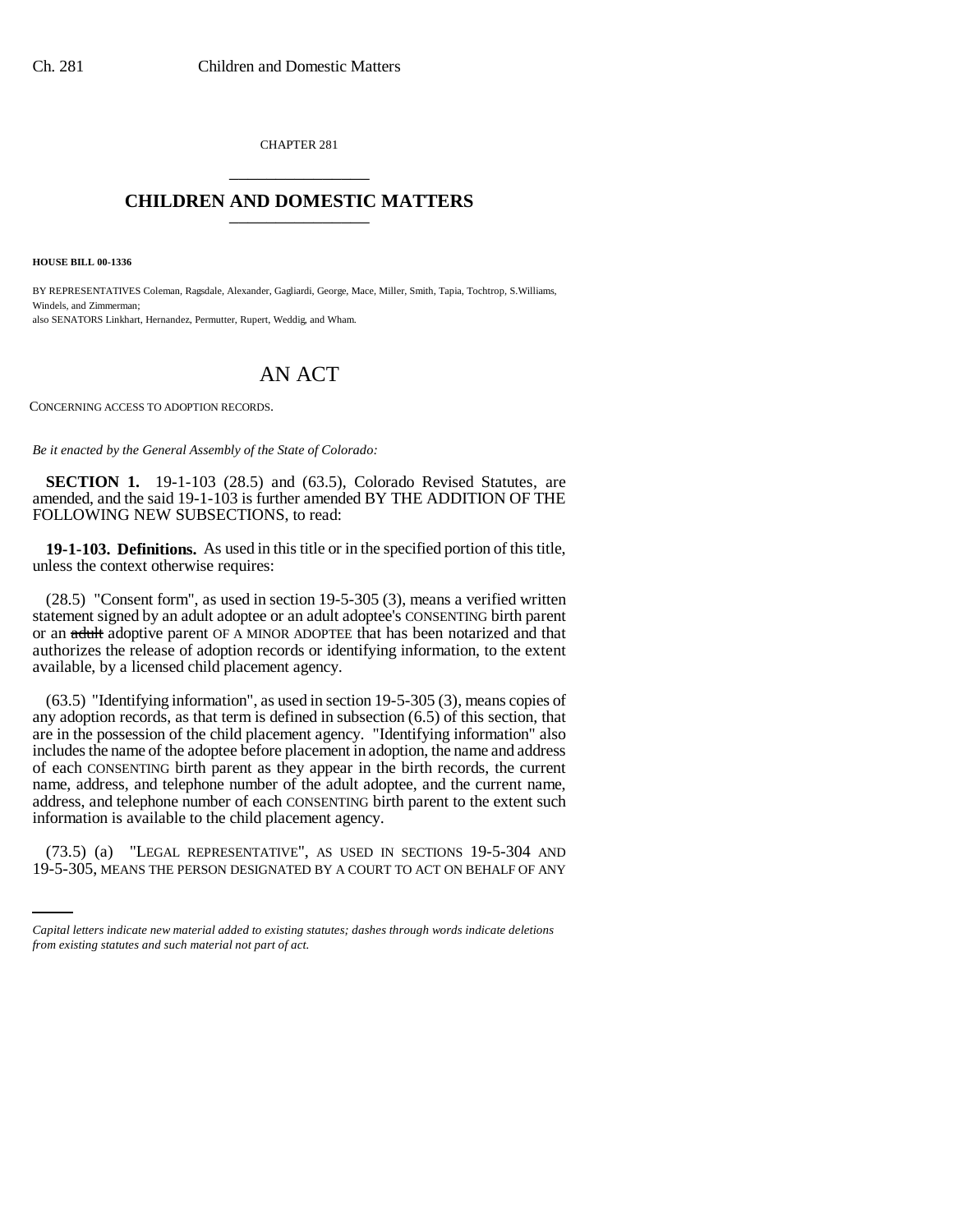CHAPTER 281

# CHILDREN AND DOMESTIC MATTERS

**HOUSE BILL 00-1336**

BY REPRESENTATIVES Coleman, Ragsdale, Alexander, Gagliardi, George, Mace, Miller, Smith, Tapia, Tochtrop, S.Williams, Windels, and Zimmerman;
also SENATORS Linkhart, Hernandez, Permutter, Rupert, Weddig, and Wham.

# AN ACT

CONCERNING ACCESS TO ADOPTION RECORDS.

*Be it enacted by the General Assembly of the State of Colorado:*

**SECTION 1.** 19-1-103 (28.5) and (63.5), Colorado Revised Statutes, are amended, and the said 19-1-103 is further amended BY THE ADDITION OF THE FOLLOWING NEW SUBSECTIONS, to read:

**19-1-103. Definitions.** As used in this title or in the specified portion of this title, unless the context otherwise requires:

(28.5) "Consent form", as used in section 19-5-305 (3), means a verified written statement signed by an adult adoptee or an adult adoptee's CONSENTING birth parent or an ~~adult~~ adoptive parent OF A MINOR ADOPTEE that has been notarized and that authorizes the release of adoption records or identifying information, to the extent available, by a licensed child placement agency.

(63.5) "Identifying information", as used in section 19-5-305 (3), means copies of any adoption records, as that term is defined in subsection (6.5) of this section, that are in the possession of the child placement agency. "Identifying information" also includes the name of the adoptee before placement in adoption, the name and address of each CONSENTING birth parent as they appear in the birth records, the current name, address, and telephone number of the adult adoptee, and the current name, address, and telephone number of each CONSENTING birth parent to the extent such information is available to the child placement agency.

(73.5) (a) "LEGAL REPRESENTATIVE", AS USED IN SECTIONS 19-5-304 AND 19-5-305, MEANS THE PERSON DESIGNATED BY A COURT TO ACT ON BEHALF OF ANY

*Capital letters indicate new material added to existing statutes; dashes through words indicate deletions from existing statutes and such material not part of act.*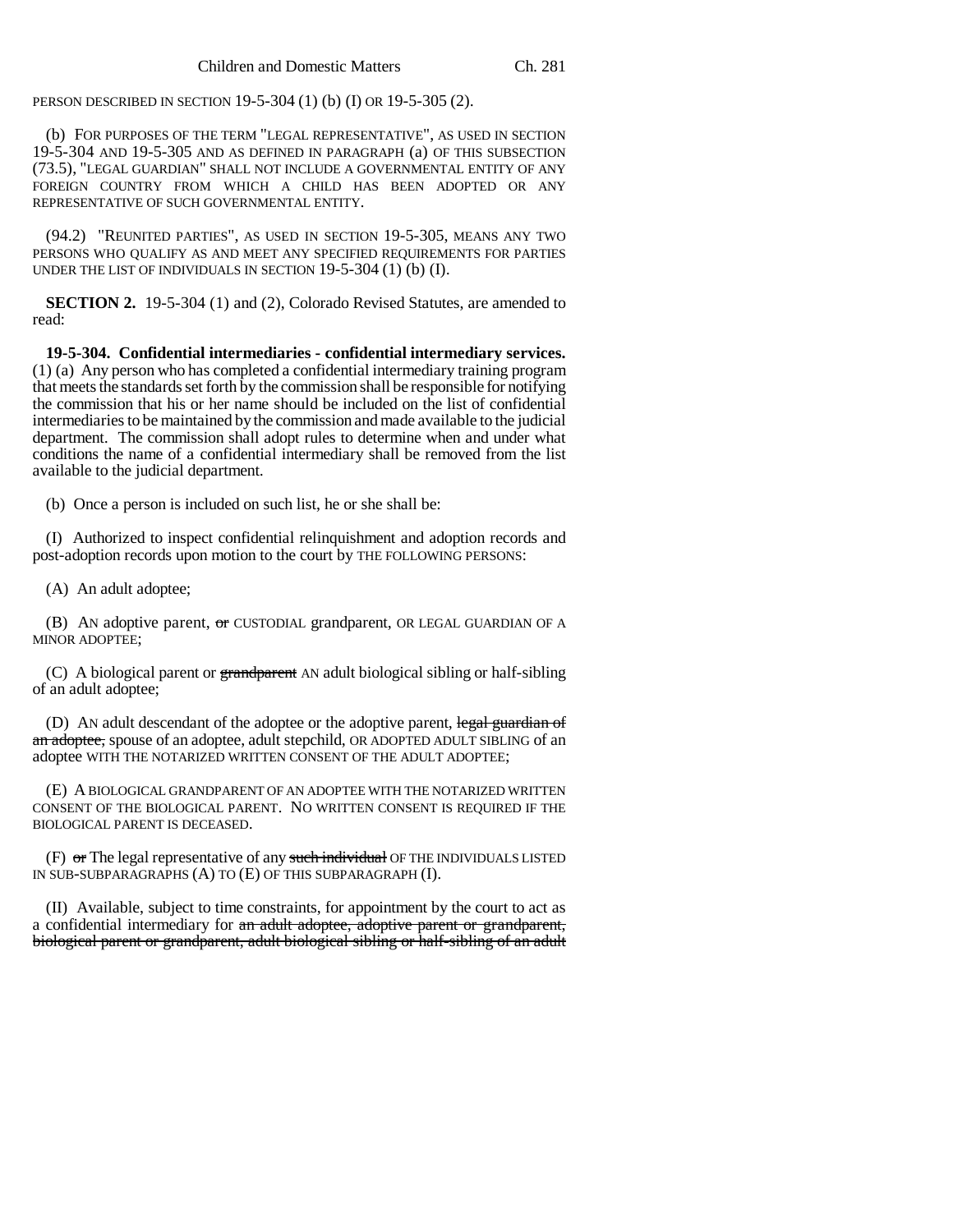PERSON DESCRIBED IN SECTION 19-5-304 (1) (b) (I) OR 19-5-305 (2).

(b) FOR PURPOSES OF THE TERM "LEGAL REPRESENTATIVE", AS USED IN SECTION 19-5-304 AND 19-5-305 AND AS DEFINED IN PARAGRAPH (a) OF THIS SUBSECTION (73.5), "LEGAL GUARDIAN" SHALL NOT INCLUDE A GOVERNMENTAL ENTITY OF ANY FOREIGN COUNTRY FROM WHICH A CHILD HAS BEEN ADOPTED OR ANY REPRESENTATIVE OF SUCH GOVERNMENTAL ENTITY.

(94.2) "REUNITED PARTIES", AS USED IN SECTION 19-5-305, MEANS ANY TWO PERSONS WHO QUALIFY AS AND MEET ANY SPECIFIED REQUIREMENTS FOR PARTIES UNDER THE LIST OF INDIVIDUALS IN SECTION 19-5-304 (1) (b) (I).

**SECTION 2.** 19-5-304 (1) and (2), Colorado Revised Statutes, are amended to read:

**19-5-304. Confidential intermediaries - confidential intermediary services.** (1) (a) Any person who has completed a confidential intermediary training program that meets the standards set forth by the commission shall be responsible for notifying the commission that his or her name should be included on the list of confidential intermediaries to be maintained by the commission and made available to the judicial department. The commission shall adopt rules to determine when and under what conditions the name of a confidential intermediary shall be removed from the list available to the judicial department.

(b) Once a person is included on such list, he or she shall be:

(I) Authorized to inspect confidential relinquishment and adoption records and post-adoption records upon motion to the court by THE FOLLOWING PERSONS:

(A) An adult adoptee;

(B) AN adoptive parent, ~~or~~ CUSTODIAL grandparent, OR LEGAL GUARDIAN OF A MINOR ADOPTEE;

(C) A biological parent or ~~grandparent~~ AN adult biological sibling or half-sibling of an adult adoptee;

(D) AN adult descendant of the adoptee or the adoptive parent, ~~legal guardian of an adoptee,~~ spouse of an adoptee, adult stepchild, OR ADOPTED ADULT SIBLING of an adoptee WITH THE NOTARIZED WRITTEN CONSENT OF THE ADULT ADOPTEE;

(E) A BIOLOGICAL GRANDPARENT OF AN ADOPTEE WITH THE NOTARIZED WRITTEN CONSENT OF THE BIOLOGICAL PARENT. NO WRITTEN CONSENT IS REQUIRED IF THE BIOLOGICAL PARENT IS DECEASED.

(F) ~~or~~ The legal representative of any ~~such individual~~ OF THE INDIVIDUALS LISTED IN SUB-SUBPARAGRAPHS (A) TO (E) OF THIS SUBPARAGRAPH (I).

(II) Available, subject to time constraints, for appointment by the court to act as a confidential intermediary for ~~an adult adoptee, adoptive parent or grandparent, biological parent or grandparent, adult biological sibling or half-sibling of an adult~~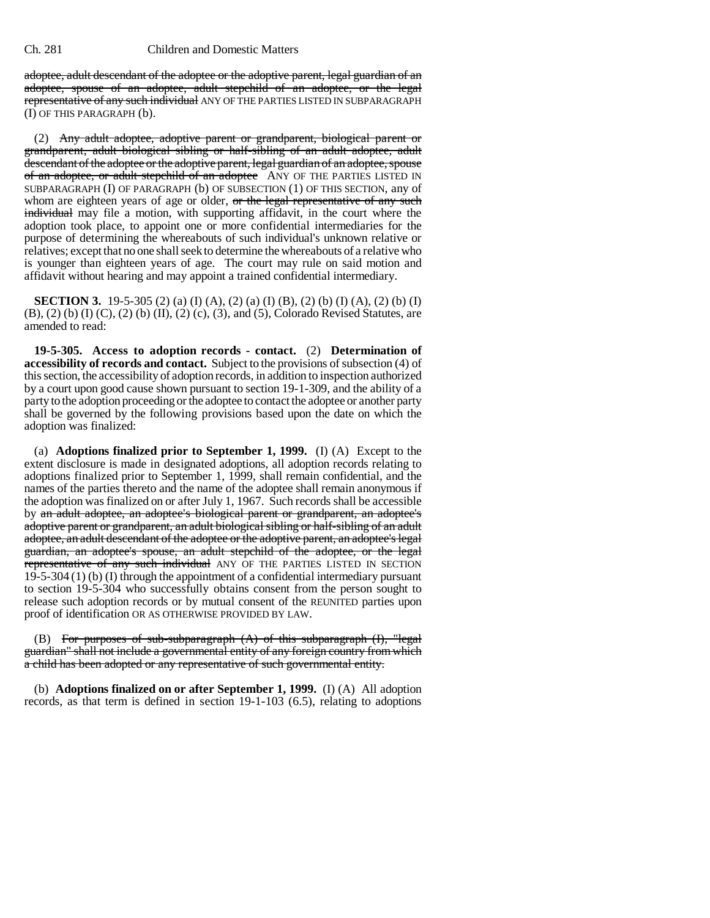adoptee, adult descendant of the adoptee or the adoptive parent, legal guardian of an adoptee, spouse of an adoptee, adult stepchild of an adoptee, or the legal representative of any such individual ANY OF THE PARTIES LISTED IN SUBPARAGRAPH (I) OF THIS PARAGRAPH (b).

(2) Any adult adoptee, adoptive parent or grandparent, biological parent or grandparent, adult biological sibling or half-sibling of an adult adoptee, adult descendant of the adoptee or the adoptive parent, legal guardian of an adoptee, spouse of an adoptee, or adult stepchild of an adoptee ANY OF THE PARTIES LISTED IN SUBPARAGRAPH (I) OF PARAGRAPH (b) OF SUBSECTION (1) OF THIS SECTION, any of whom are eighteen years of age or older, or the legal representative of any such individual may file a motion, with supporting affidavit, in the court where the adoption took place, to appoint one or more confidential intermediaries for the purpose of determining the whereabouts of such individual's unknown relative or relatives; except that no one shall seek to determine the whereabouts of a relative who is younger than eighteen years of age. The court may rule on said motion and affidavit without hearing and may appoint a trained confidential intermediary.

**SECTION 3.** 19-5-305 (2) (a) (I) (A), (2) (a) (I) (B), (2) (b) (I) (A), (2) (b) (I) (B), (2) (b) (I) (C), (2) (b) (II), (2) (c), (3), and (5), Colorado Revised Statutes, are amended to read:

**19-5-305. Access to adoption records - contact.** (2) **Determination of accessibility of records and contact.** Subject to the provisions of subsection (4) of this section, the accessibility of adoption records, in addition to inspection authorized by a court upon good cause shown pursuant to section 19-1-309, and the ability of a party to the adoption proceeding or the adoptee to contact the adoptee or another party shall be governed by the following provisions based upon the date on which the adoption was finalized:

(a) **Adoptions finalized prior to September 1, 1999.** (I) (A) Except to the extent disclosure is made in designated adoptions, all adoption records relating to adoptions finalized prior to September 1, 1999, shall remain confidential, and the names of the parties thereto and the name of the adoptee shall remain anonymous if the adoption was finalized on or after July 1, 1967. Such records shall be accessible by an adult adoptee, an adoptee's biological parent or grandparent, an adoptee's adoptive parent or grandparent, an adult biological sibling or half-sibling of an adult adoptee, an adult descendant of the adoptee or the adoptive parent, an adoptee's legal guardian, an adoptee's spouse, an adult stepchild of the adoptee, or the legal representative of any such individual ANY OF THE PARTIES LISTED IN SECTION 19-5-304 (1) (b) (I) through the appointment of a confidential intermediary pursuant to section 19-5-304 who successfully obtains consent from the person sought to release such adoption records or by mutual consent of the REUNITED parties upon proof of identification OR AS OTHERWISE PROVIDED BY LAW.

(B) For purposes of sub-subparagraph (A) of this subparagraph (I), "legal guardian" shall not include a governmental entity of any foreign country from which a child has been adopted or any representative of such governmental entity.

(b) **Adoptions finalized on or after September 1, 1999.** (I) (A) All adoption records, as that term is defined in section 19-1-103 (6.5), relating to adoptions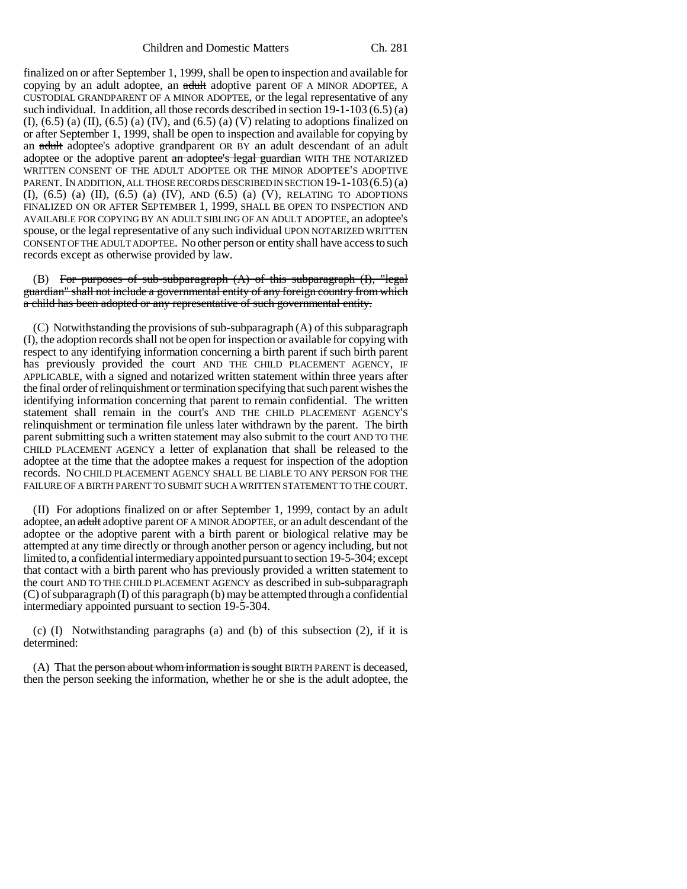finalized on or after September 1, 1999, shall be open to inspection and available for copying by an adult adoptee, an ~~adult~~ adoptive parent OF A MINOR ADOPTEE, A CUSTODIAL GRANDPARENT OF A MINOR ADOPTEE, or the legal representative of any such individual. In addition, all those records described in section 19-1-103 (6.5) (a) (I), (6.5) (a) (II), (6.5) (a) (IV), and (6.5) (a) (V) relating to adoptions finalized on or after September 1, 1999, shall be open to inspection and available for copying by an ~~adult~~ adoptee's adoptive grandparent OR BY an adult descendant of an adult adoptee or the adoptive parent ~~an adoptee's legal guardian~~ WITH THE NOTARIZED WRITTEN CONSENT OF THE ADULT ADOPTEE OR THE MINOR ADOPTEE'S ADOPTIVE PARENT. IN ADDITION, ALL THOSE RECORDS DESCRIBED IN SECTION 19-1-103 (6.5) (a) (I), (6.5) (a) (II), (6.5) (a) (IV), AND (6.5) (a) (V), RELATING TO ADOPTIONS FINALIZED ON OR AFTER SEPTEMBER 1, 1999, SHALL BE OPEN TO INSPECTION AND AVAILABLE FOR COPYING BY AN ADULT SIBLING OF AN ADULT ADOPTEE, an adoptee's spouse, or the legal representative of any such individual UPON NOTARIZED WRITTEN CONSENT OF THE ADULT ADOPTEE. No other person or entity shall have access to such records except as otherwise provided by law.

(B) ~~For purposes of sub-subparagraph (A) of this subparagraph (I), "legal guardian" shall not include a governmental entity of any foreign country from which a child has been adopted or any representative of such governmental entity.~~

(C) Notwithstanding the provisions of sub-subparagraph (A) of this subparagraph (I), the adoption records shall not be open for inspection or available for copying with respect to any identifying information concerning a birth parent if such birth parent has previously provided the court AND THE CHILD PLACEMENT AGENCY, IF APPLICABLE, with a signed and notarized written statement within three years after the final order of relinquishment or termination specifying that such parent wishes the identifying information concerning that parent to remain confidential. The written statement shall remain in the court's AND THE CHILD PLACEMENT AGENCY'S relinquishment or termination file unless later withdrawn by the parent. The birth parent submitting such a written statement may also submit to the court AND TO THE CHILD PLACEMENT AGENCY a letter of explanation that shall be released to the adoptee at the time that the adoptee makes a request for inspection of the adoption records. NO CHILD PLACEMENT AGENCY SHALL BE LIABLE TO ANY PERSON FOR THE FAILURE OF A BIRTH PARENT TO SUBMIT SUCH A WRITTEN STATEMENT TO THE COURT.

(II) For adoptions finalized on or after September 1, 1999, contact by an adult adoptee, an ~~adult~~ adoptive parent OF A MINOR ADOPTEE, or an adult descendant of the adoptee or the adoptive parent with a birth parent or biological relative may be attempted at any time directly or through another person or agency including, but not limited to, a confidential intermediary appointed pursuant to section 19-5-304; except that contact with a birth parent who has previously provided a written statement to the court AND TO THE CHILD PLACEMENT AGENCY as described in sub-subparagraph (C) of subparagraph (I) of this paragraph (b) may be attempted through a confidential intermediary appointed pursuant to section 19-5-304.

(c) (I) Notwithstanding paragraphs (a) and (b) of this subsection (2), if it is determined:

(A) That the ~~person about whom information is sought~~ BIRTH PARENT is deceased, then the person seeking the information, whether he or she is the adult adoptee, the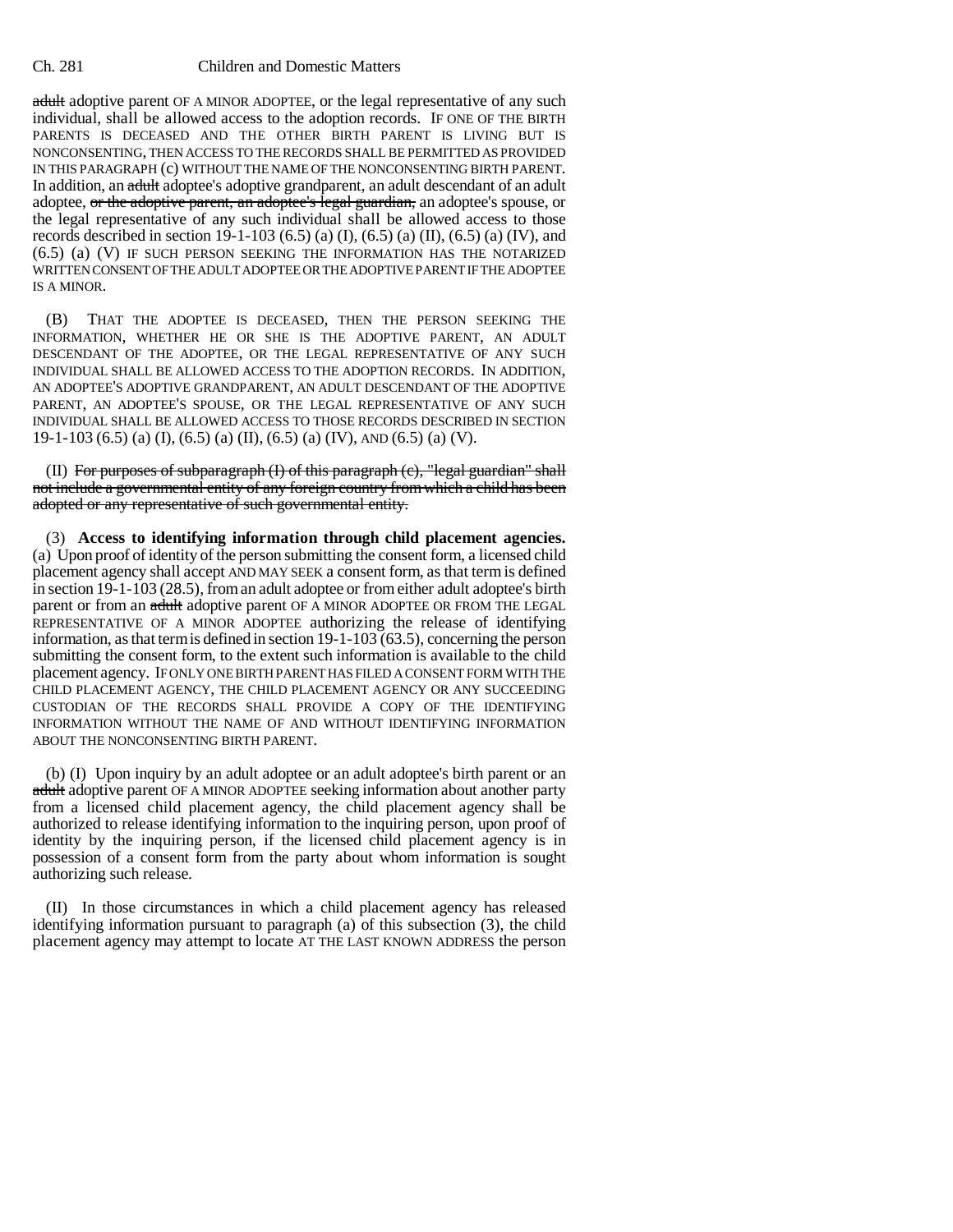~~adult~~ adoptive parent OF A MINOR ADOPTEE, or the legal representative of any such individual, shall be allowed access to the adoption records. IF ONE OF THE BIRTH PARENTS IS DECEASED AND THE OTHER BIRTH PARENT IS LIVING BUT IS NONCONSENTING, THEN ACCESS TO THE RECORDS SHALL BE PERMITTED AS PROVIDED IN THIS PARAGRAPH (c) WITHOUT THE NAME OF THE NONCONSENTING BIRTH PARENT. In addition, an ~~adult~~ adoptee's adoptive grandparent, an adult descendant of an adult adoptee, ~~or the adoptive parent, an adoptee's legal guardian,~~ an adoptee's spouse, or the legal representative of any such individual shall be allowed access to those records described in section 19-1-103 (6.5) (a) (I), (6.5) (a) (II), (6.5) (a) (IV), and (6.5) (a) (V) IF SUCH PERSON SEEKING THE INFORMATION HAS THE NOTARIZED WRITTEN CONSENT OF THE ADULT ADOPTEE OR THE ADOPTIVE PARENT IF THE ADOPTEE IS A MINOR.

(B) THAT THE ADOPTEE IS DECEASED, THEN THE PERSON SEEKING THE INFORMATION, WHETHER HE OR SHE IS THE ADOPTIVE PARENT, AN ADULT DESCENDANT OF THE ADOPTEE, OR THE LEGAL REPRESENTATIVE OF ANY SUCH INDIVIDUAL SHALL BE ALLOWED ACCESS TO THE ADOPTION RECORDS. IN ADDITION, AN ADOPTEE'S ADOPTIVE GRANDPARENT, AN ADULT DESCENDANT OF THE ADOPTIVE PARENT, AN ADOPTEE'S SPOUSE, OR THE LEGAL REPRESENTATIVE OF ANY SUCH INDIVIDUAL SHALL BE ALLOWED ACCESS TO THOSE RECORDS DESCRIBED IN SECTION 19-1-103 (6.5) (a) (I), (6.5) (a) (II), (6.5) (a) (IV), AND (6.5) (a) (V).

(II) ~~For purposes of subparagraph (I) of this paragraph (c), "legal guardian" shall not include a governmental entity of any foreign country from which a child has been adopted or any representative of such governmental entity.~~

(3) **Access to identifying information through child placement agencies.** (a) Upon proof of identity of the person submitting the consent form, a licensed child placement agency shall accept AND MAY SEEK a consent form, as that term is defined in section 19-1-103 (28.5), from an adult adoptee or from either adult adoptee's birth parent or from an ~~adult~~ adoptive parent OF A MINOR ADOPTEE OR FROM THE LEGAL REPRESENTATIVE OF A MINOR ADOPTEE authorizing the release of identifying information, as that term is defined in section 19-1-103 (63.5), concerning the person submitting the consent form, to the extent such information is available to the child placement agency. IF ONLY ONE BIRTH PARENT HAS FILED A CONSENT FORM WITH THE CHILD PLACEMENT AGENCY, THE CHILD PLACEMENT AGENCY OR ANY SUCCEEDING CUSTODIAN OF THE RECORDS SHALL PROVIDE A COPY OF THE IDENTIFYING INFORMATION WITHOUT THE NAME OF AND WITHOUT IDENTIFYING INFORMATION ABOUT THE NONCONSENTING BIRTH PARENT.

(b) (I) Upon inquiry by an adult adoptee or an adult adoptee's birth parent or an ~~adult~~ adoptive parent OF A MINOR ADOPTEE seeking information about another party from a licensed child placement agency, the child placement agency shall be authorized to release identifying information to the inquiring person, upon proof of identity by the inquiring person, if the licensed child placement agency is in possession of a consent form from the party about whom information is sought authorizing such release.

(II) In those circumstances in which a child placement agency has released identifying information pursuant to paragraph (a) of this subsection (3), the child placement agency may attempt to locate AT THE LAST KNOWN ADDRESS the person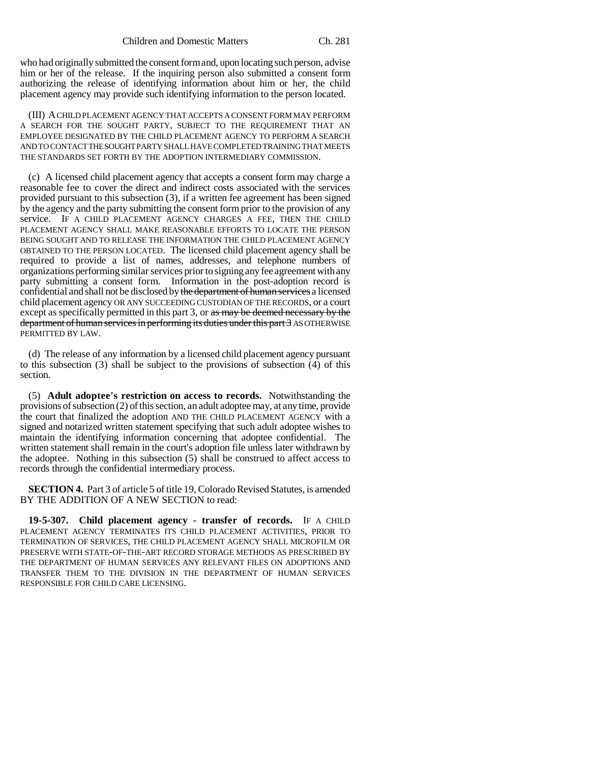who had originally submitted the consent form and, upon locating such person, advise him or her of the release. If the inquiring person also submitted a consent form authorizing the release of identifying information about him or her, the child placement agency may provide such identifying information to the person located.

(III) A CHILD PLACEMENT AGENCY THAT ACCEPTS A CONSENT FORM MAY PERFORM A SEARCH FOR THE SOUGHT PARTY, SUBJECT TO THE REQUIREMENT THAT AN EMPLOYEE DESIGNATED BY THE CHILD PLACEMENT AGENCY TO PERFORM A SEARCH AND TO CONTACT THE SOUGHT PARTY SHALL HAVE COMPLETED TRAINING THAT MEETS THE STANDARDS SET FORTH BY THE ADOPTION INTERMEDIARY COMMISSION.

(c) A licensed child placement agency that accepts a consent form may charge a reasonable fee to cover the direct and indirect costs associated with the services provided pursuant to this subsection (3), if a written fee agreement has been signed by the agency and the party submitting the consent form prior to the provision of any service. IF A CHILD PLACEMENT AGENCY CHARGES A FEE, THEN THE CHILD PLACEMENT AGENCY SHALL MAKE REASONABLE EFFORTS TO LOCATE THE PERSON BEING SOUGHT AND TO RELEASE THE INFORMATION THE CHILD PLACEMENT AGENCY OBTAINED TO THE PERSON LOCATED. The licensed child placement agency shall be required to provide a list of names, addresses, and telephone numbers of organizations performing similar services prior to signing any fee agreement with any party submitting a consent form. Information in the post-adoption record is confidential and shall not be disclosed by ~~the department of human services~~ a licensed child placement agency OR ANY SUCCEEDING CUSTODIAN OF THE RECORDS, or a court except as specifically permitted in this part 3, or ~~as may be deemed necessary by the department of human services in performing its duties under this part 3~~ AS OTHERWISE PERMITTED BY LAW.

(d) The release of any information by a licensed child placement agency pursuant to this subsection (3) shall be subject to the provisions of subsection (4) of this section.

(5) **Adult adoptee's restriction on access to records.** Notwithstanding the provisions of subsection (2) of this section, an adult adoptee may, at any time, provide the court that finalized the adoption AND THE CHILD PLACEMENT AGENCY with a signed and notarized written statement specifying that such adult adoptee wishes to maintain the identifying information concerning that adoptee confidential. The written statement shall remain in the court's adoption file unless later withdrawn by the adoptee. Nothing in this subsection (5) shall be construed to affect access to records through the confidential intermediary process.

**SECTION 4.** Part 3 of article 5 of title 19, Colorado Revised Statutes, is amended BY THE ADDITION OF A NEW SECTION to read:

**19-5-307. Child placement agency - transfer of records.** IF A CHILD PLACEMENT AGENCY TERMINATES ITS CHILD PLACEMENT ACTIVITIES, PRIOR TO TERMINATION OF SERVICES, THE CHILD PLACEMENT AGENCY SHALL MICROFILM OR PRESERVE WITH STATE-OF-THE-ART RECORD STORAGE METHODS AS PRESCRIBED BY THE DEPARTMENT OF HUMAN SERVICES ANY RELEVANT FILES ON ADOPTIONS AND TRANSFER THEM TO THE DIVISION IN THE DEPARTMENT OF HUMAN SERVICES RESPONSIBLE FOR CHILD CARE LICENSING.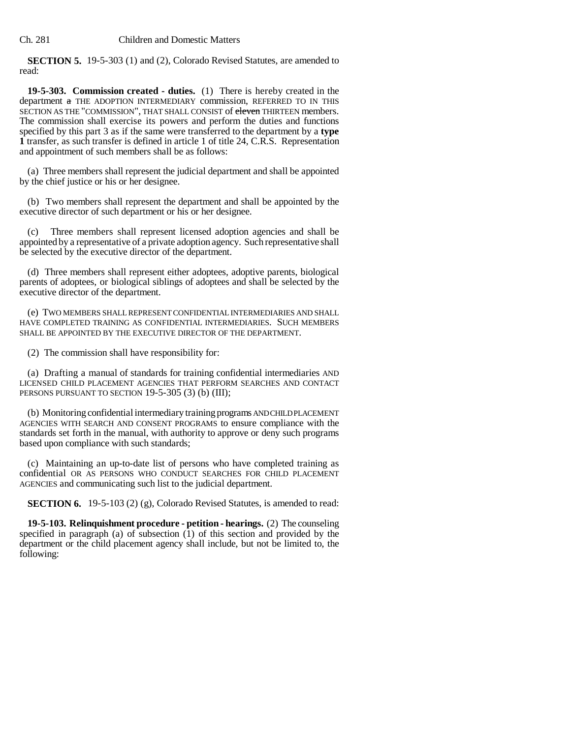**SECTION 5.** 19-5-303 (1) and (2), Colorado Revised Statutes, are amended to read:

**19-5-303. Commission created - duties.** (1) There is hereby created in the department ~~a~~ THE ADOPTION INTERMEDIARY commission, REFERRED TO IN THIS SECTION AS THE "COMMISSION", THAT SHALL CONSIST of ~~eleven~~ THIRTEEN members. The commission shall exercise its powers and perform the duties and functions specified by this part 3 as if the same were transferred to the department by a **type 1** transfer, as such transfer is defined in article 1 of title 24, C.R.S. Representation and appointment of such members shall be as follows:

(a) Three members shall represent the judicial department and shall be appointed by the chief justice or his or her designee.

(b) Two members shall represent the department and shall be appointed by the executive director of such department or his or her designee.

(c) Three members shall represent licensed adoption agencies and shall be appointed by a representative of a private adoption agency. Such representative shall be selected by the executive director of the department.

(d) Three members shall represent either adoptees, adoptive parents, biological parents of adoptees, or biological siblings of adoptees and shall be selected by the executive director of the department.

(e) TWO MEMBERS SHALL REPRESENT CONFIDENTIAL INTERMEDIARIES AND SHALL HAVE COMPLETED TRAINING AS CONFIDENTIAL INTERMEDIARIES. SUCH MEMBERS SHALL BE APPOINTED BY THE EXECUTIVE DIRECTOR OF THE DEPARTMENT.

(2) The commission shall have responsibility for:

(a) Drafting a manual of standards for training confidential intermediaries AND LICENSED CHILD PLACEMENT AGENCIES THAT PERFORM SEARCHES AND CONTACT PERSONS PURSUANT TO SECTION 19-5-305 (3) (b) (III);

(b) Monitoring confidential intermediary training programs AND CHILD PLACEMENT AGENCIES WITH SEARCH AND CONSENT PROGRAMS to ensure compliance with the standards set forth in the manual, with authority to approve or deny such programs based upon compliance with such standards;

(c) Maintaining an up-to-date list of persons who have completed training as confidential OR AS PERSONS WHO CONDUCT SEARCHES FOR CHILD PLACEMENT AGENCIES and communicating such list to the judicial department.

**SECTION 6.** 19-5-103 (2) (g), Colorado Revised Statutes, is amended to read:

**19-5-103. Relinquishment procedure - petition - hearings.** (2) The counseling specified in paragraph (a) of subsection (1) of this section and provided by the department or the child placement agency shall include, but not be limited to, the following: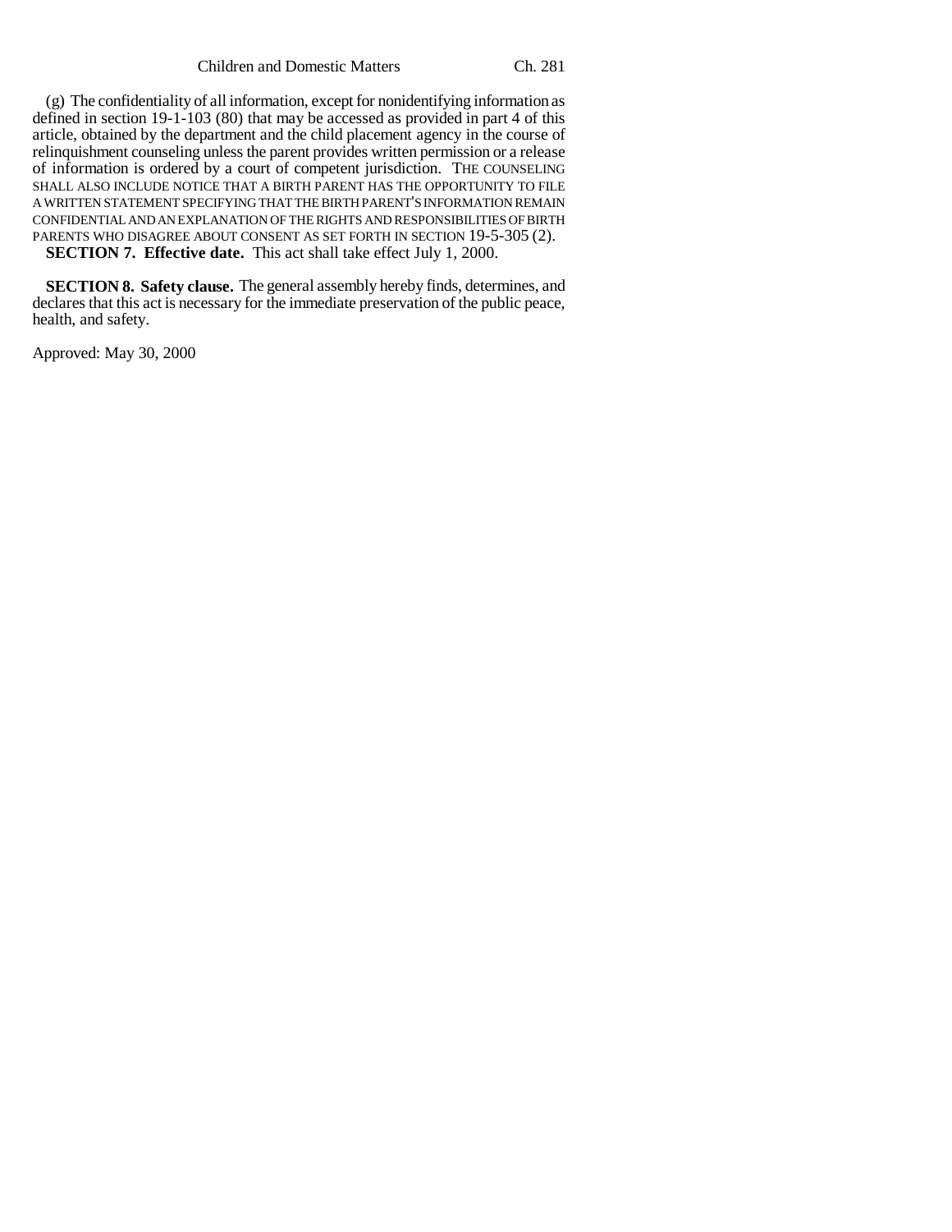(g) The confidentiality of all information, except for nonidentifying information as defined in section 19-1-103 (80) that may be accessed as provided in part 4 of this article, obtained by the department and the child placement agency in the course of relinquishment counseling unless the parent provides written permission or a release of information is ordered by a court of competent jurisdiction. THE COUNSELING SHALL ALSO INCLUDE NOTICE THAT A BIRTH PARENT HAS THE OPPORTUNITY TO FILE A WRITTEN STATEMENT SPECIFYING THAT THE BIRTH PARENT'S INFORMATION REMAIN CONFIDENTIAL AND AN EXPLANATION OF THE RIGHTS AND RESPONSIBILITIES OF BIRTH PARENTS WHO DISAGREE ABOUT CONSENT AS SET FORTH IN SECTION 19-5-305 (2).

**SECTION 7. Effective date.** This act shall take effect July 1, 2000.

**SECTION 8. Safety clause.** The general assembly hereby finds, determines, and declares that this act is necessary for the immediate preservation of the public peace, health, and safety.

Approved: May 30, 2000